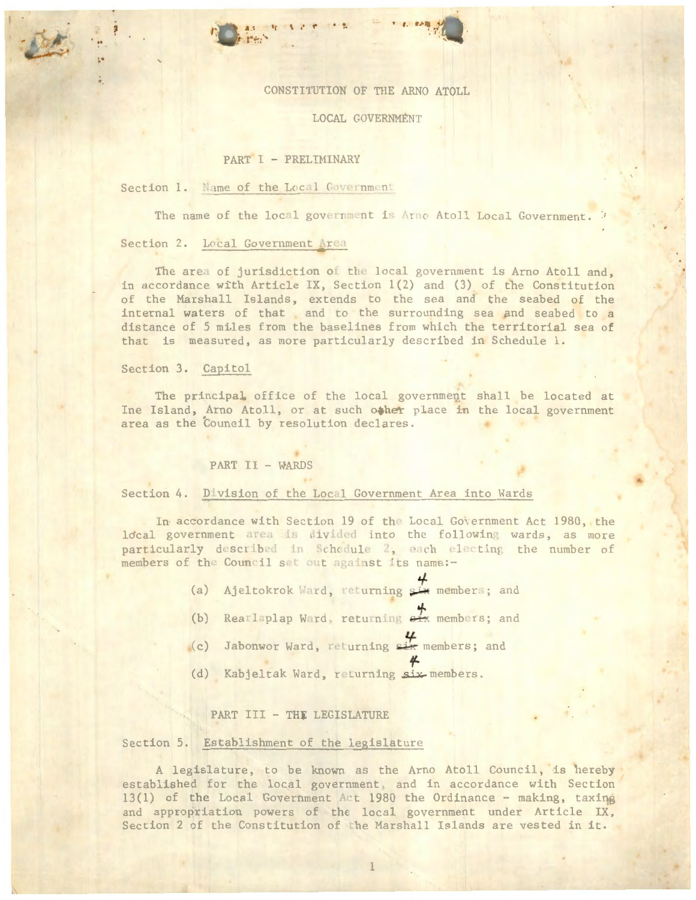# CONSTITUTION OF THE ARNO ATOLL

# LOCAL GOVERNMENT

## PART I - PRELIMINARY

Section 1. Name of the Local Government

The name of the local government is Arno Atoll Local Government.

Section 2. Local Government Area

The area of jurisdiction of the local government is Arno Atoll and, in accordance with Article IX, Section 1(2) and (3) of the Constitution of the Marshall Islands, extends to the sea and the seabed of the internal waters of that and to the surrounding sea and seabed to a distance of 5 miles from the baselines from which the territorial sea of that is measured, as more particularly described in Schedule 1.

Section 3. Capitol

The principal office of the local government shall be located at Ine Island, Arno Atoll, or at such other place in the local government area as the Council by resolution declares.

## PART II - WARDS

Section 4. Division of the Local Government Area into Wards

In accordance with Section 19 of the Local Government Act 1980, the local government area is divided into the following wards, as more particularly described in Schedule 2, each electing the number of members of the Council set out against its name:-

(a) Ajeltokrok Ward, returning ~~six~~ 4 members; and

(b) Rearlaplap Ward, returning ~~six~~ 4 members; and

(c) Jabonwor Ward, returning ~~six~~ 4 members; and

(d) Kabjeltak Ward, returning ~~six~~ 4 members.

## PART III - THE LEGISLATURE

Section 5. Establishment of the legislature

A legislature, to be known as the Arno Atoll Council, is hereby established for the local government, and in accordance with Section 13(1) of the Local Government Act 1980 the Ordinance - making, taxing and appropriation powers of the local government under Article IX, Section 2 of the Constitution of the Marshall Islands are vested in it.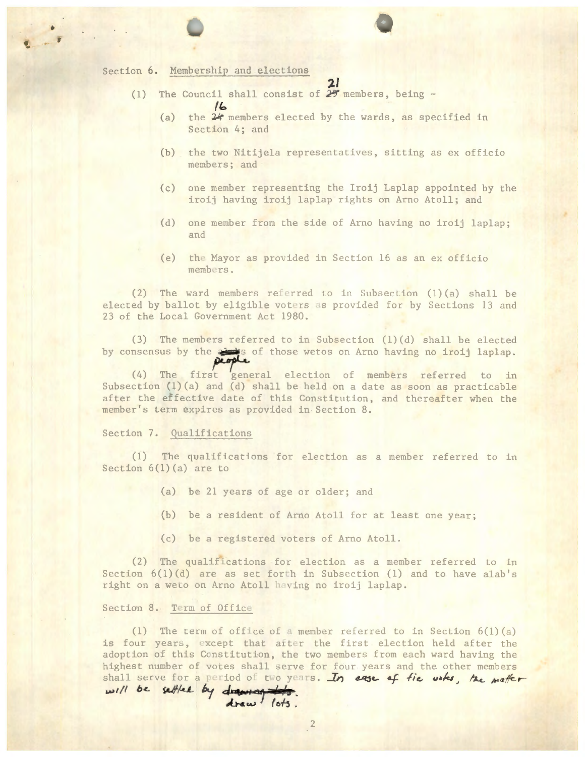Section 6. Membership and elections

(1) The Council shall consist of 21 members, being -

(a) the 16 members elected by the wards, as specified in Section 4; and

(b) the two Nitijela representatives, sitting as ex officio members; and

(c) one member representing the Iroij Laplap appointed by the iroij having iroij laplap rights on Arno Atoll; and

(d) one member from the side of Arno having no iroij laplap; and

(e) the Mayor as provided in Section 16 as an ex officio members.

(2) The ward members referred to in Subsection (1)(a) shall be elected by ballot by eligible voters as provided for by Sections 13 and 23 of the Local Government Act 1980.

(3) The members referred to in Subsection (1)(d) shall be elected by consensus by the people of those wetos on Arno having no iroij laplap.

(4) The first general election of members referred to in Subsection (1)(a) and (d) shall be held on a date as soon as practicable after the effective date of this Constitution, and thereafter when the member's term expires as provided in Section 8.

Section 7. Qualifications

(1) The qualifications for election as a member referred to in Section 6(1)(a) are to

(a) be 21 years of age or older; and

(b) be a resident of Arno Atoll for at least one year;

(c) be a registered voters of Arno Atoll.

(2) The qualifications for election as a member referred to in Section 6(1)(d) are as set forth in Subsection (1) and to have alab's right on a weto on Arno Atoll having no iroij laplap.

Section 8. Term of Office

(1) The term of office of a member referred to in Section 6(1)(a) is four years, except that after the first election held after the adoption of this Constitution, the two members from each ward having the highest number of votes shall serve for four years and the other members shall serve for a period of two years. In case of tie votes, the matter will be settled by draw lots.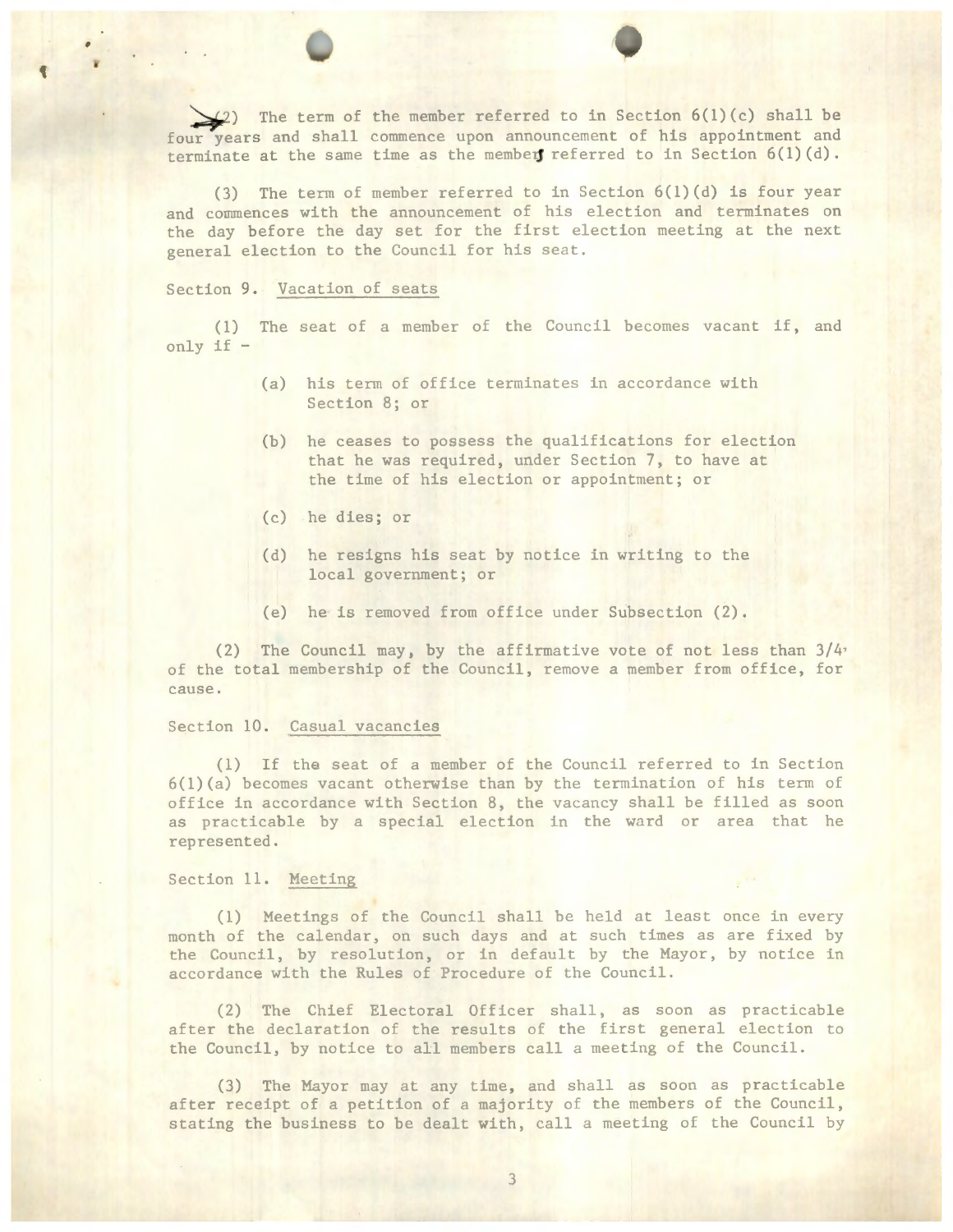(2) The term of the member referred to in Section 6(1)(c) shall be four years and shall commence upon announcement of his appointment and terminate at the same time as the member referred to in Section 6(1)(d).

(3) The term of member referred to in Section 6(1)(d) is four year and commences with the announcement of his election and terminates on the day before the day set for the first election meeting at the next general election to the Council for his seat.

Section 9. Vacation of seats

(1) The seat of a member of the Council becomes vacant if, and only if -

(a) his term of office terminates in accordance with Section 8; or

(b) he ceases to possess the qualifications for election that he was required, under Section 7, to have at the time of his election or appointment; or

(c) he dies; or

(d) he resigns his seat by notice in writing to the local government; or

(e) he is removed from office under Subsection (2).

(2) The Council may, by the affirmative vote of not less than 3/4 of the total membership of the Council, remove a member from office, for cause.

Section 10. Casual vacancies

(1) If the seat of a member of the Council referred to in Section 6(1)(a) becomes vacant otherwise than by the termination of his term of office in accordance with Section 8, the vacancy shall be filled as soon as practicable by a special election in the ward or area that he represented.

Section 11. Meeting

(1) Meetings of the Council shall be held at least once in every month of the calendar, on such days and at such times as are fixed by the Council, by resolution, or in default by the Mayor, by notice in accordance with the Rules of Procedure of the Council.

(2) The Chief Electoral Officer shall, as soon as practicable after the declaration of the results of the first general election to the Council, by notice to all members call a meeting of the Council.

(3) The Mayor may at any time, and shall as soon as practicable after receipt of a petition of a majority of the members of the Council, stating the business to be dealt with, call a meeting of the Council by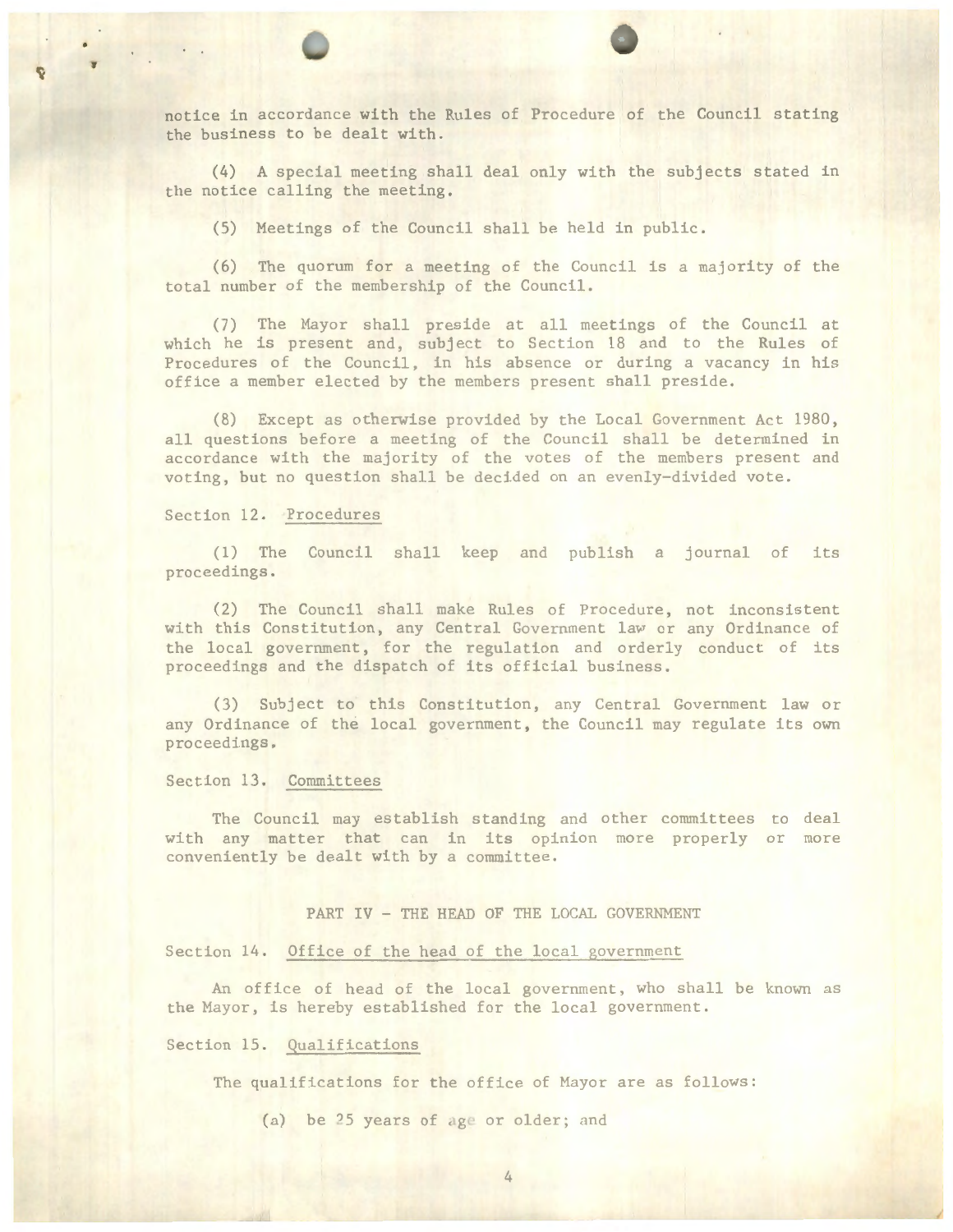notice in accordance with the Rules of Procedure of the Council stating the business to be dealt with.

(4) A special meeting shall deal only with the subjects stated in the notice calling the meeting.

(5) Meetings of the Council shall be held in public.

(6) The quorum for a meeting of the Council is a majority of the total number of the membership of the Council.

(7) The Mayor shall preside at all meetings of the Council at which he is present and, subject to Section 18 and to the Rules of Procedures of the Council, in his absence or during a vacancy in his office a member elected by the members present shall preside.

(8) Except as otherwise provided by the Local Government Act 1980, all questions before a meeting of the Council shall be determined in accordance with the majority of the votes of the members present and voting, but no question shall be decided on an evenly-divided vote.

Section 12. Procedures

(1) The Council shall keep and publish a journal of its proceedings.

(2) The Council shall make Rules of Procedure, not inconsistent with this Constitution, any Central Government law or any Ordinance of the local government, for the regulation and orderly conduct of its proceedings and the dispatch of its official business.

(3) Subject to this Constitution, any Central Government law or any Ordinance of the local government, the Council may regulate its own proceedings.

Section 13. Committees

The Council may establish standing and other committees to deal with any matter that can in its opinion more properly or more conveniently be dealt with by a committee.

## PART IV - THE HEAD OF THE LOCAL GOVERNMENT

Section 14. Office of the head of the local government

An office of head of the local government, who shall be known as the Mayor, is hereby established for the local government.

Section 15. Qualifications

The qualifications for the office of Mayor are as follows:

(a) be 25 years of age or older; and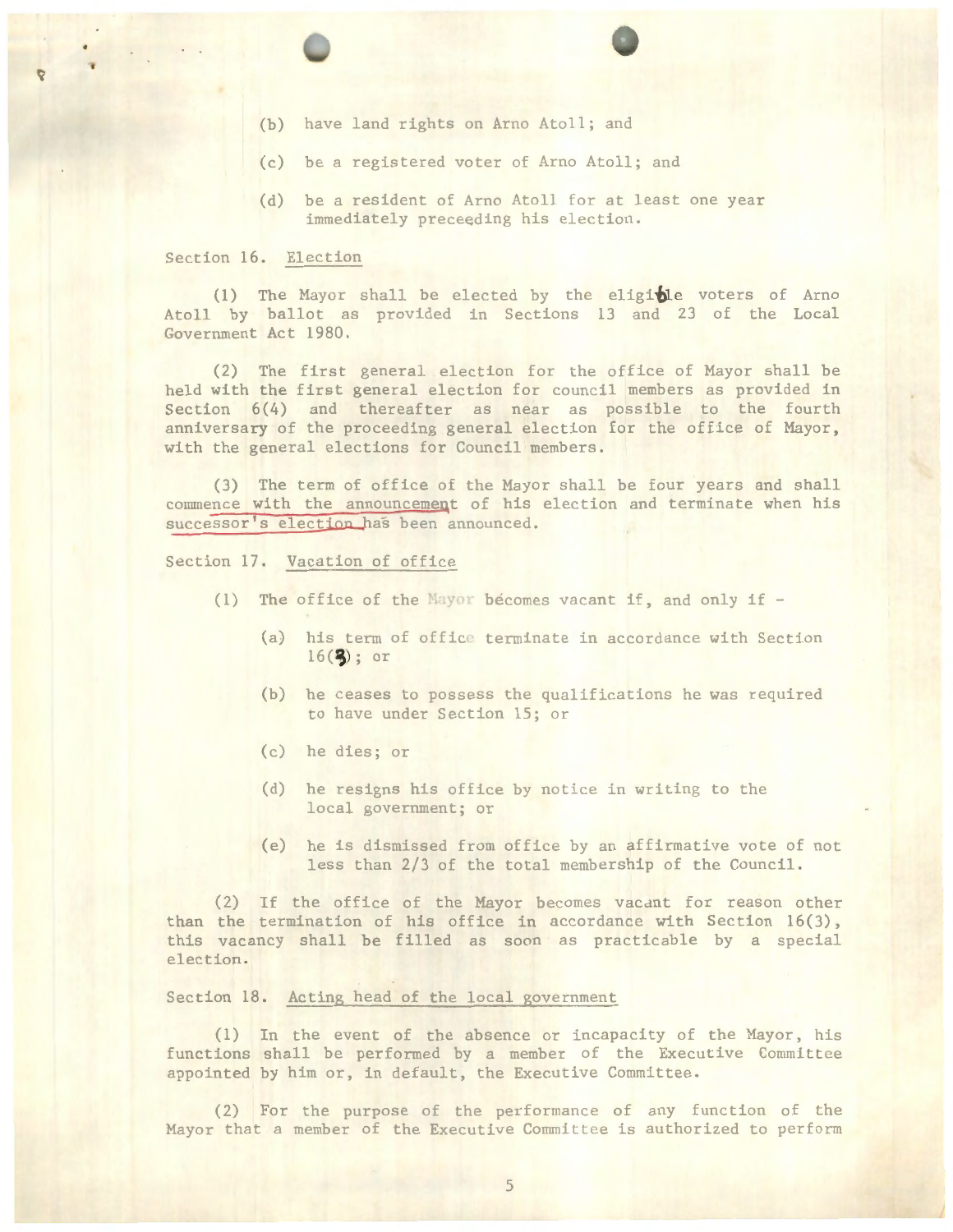(b) have land rights on Arno Atoll; and

(c) be a registered voter of Arno Atoll; and

(d) be a resident of Arno Atoll for at least one year immediately preceeding his election.

Section 16. Election

(1) The Mayor shall be elected by the eligible voters of Arno Atoll by ballot as provided in Sections 13 and 23 of the Local Government Act 1980.

(2) The first general election for the office of Mayor shall be held with the first general election for council members as provided in Section 6(4) and thereafter as near as possible to the fourth anniversary of the proceeding general election for the office of Mayor, with the general elections for Council members.

(3) The term of office of the Mayor shall be four years and shall commence with the announcement of his election and terminate when his successor's election has been announced.

Section 17. Vacation of office

(1) The office of the Mayor becomes vacant if, and only if -

(a) his term of office terminate in accordance with Section 16(3); or

(b) he ceases to possess the qualifications he was required to have under Section 15; or

(c) he dies; or

(d) he resigns his office by notice in writing to the local government; or

(e) he is dismissed from office by an affirmative vote of not less than 2/3 of the total membership of the Council.

(2) If the office of the Mayor becomes vacant for reason other than the termination of his office in accordance with Section 16(3), this vacancy shall be filled as soon as practicable by a special election.

Section 18. Acting head of the local government

(1) In the event of the absence or incapacity of the Mayor, his functions shall be performed by a member of the Executive Committee appointed by him or, in default, the Executive Committee.

(2) For the purpose of the performance of any function of the Mayor that a member of the Executive Committee is authorized to perform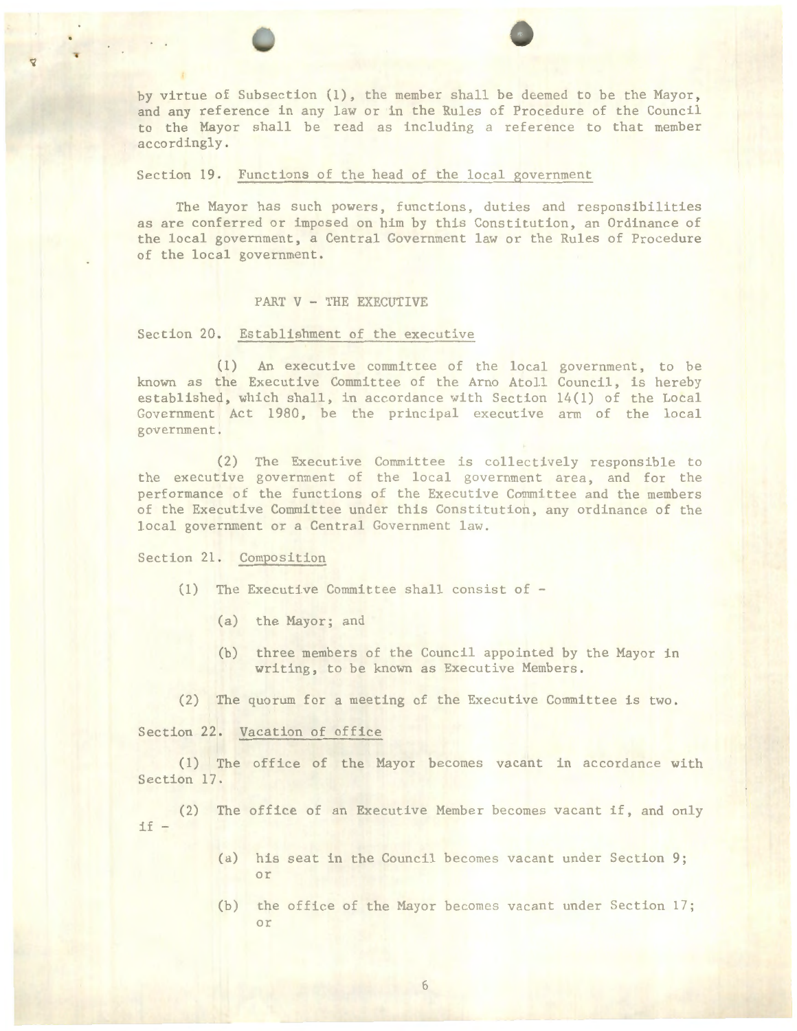by virtue of Subsection (1), the member shall be deemed to be the Mayor, and any reference in any law or in the Rules of Procedure of the Council to the Mayor shall be read as including a reference to that member accordingly.

Section 19. Functions of the head of the local government

The Mayor has such powers, functions, duties and responsibilities as are conferred or imposed on him by this Constitution, an Ordinance of the local government, a Central Government law or the Rules of Procedure of the local government.

## PART V - THE EXECUTIVE

Section 20. Establishment of the executive

(1) An executive committee of the local government, to be known as the Executive Committee of the Arno Atoll Council, is hereby established, which shall, in accordance with Section 14(1) of the Local Government Act 1980, be the principal executive arm of the local government.

(2) The Executive Committee is collectively responsible to the executive government of the local government area, and for the performance of the functions of the Executive Committee and the members of the Executive Committee under this Constitution, any ordinance of the local government or a Central Government law.

Section 21. Composition

(1) The Executive Committee shall consist of -

(a) the Mayor; and

(b) three members of the Council appointed by the Mayor in writing, to be known as Executive Members.

(2) The quorum for a meeting of the Executive Committee is two.

Section 22. Vacation of office

(1) The office of the Mayor becomes vacant in accordance with Section 17.

(2) The office of an Executive Member becomes vacant if, and only if -

(a) his seat in the Council becomes vacant under Section 9; or

(b) the office of the Mayor becomes vacant under Section 17; or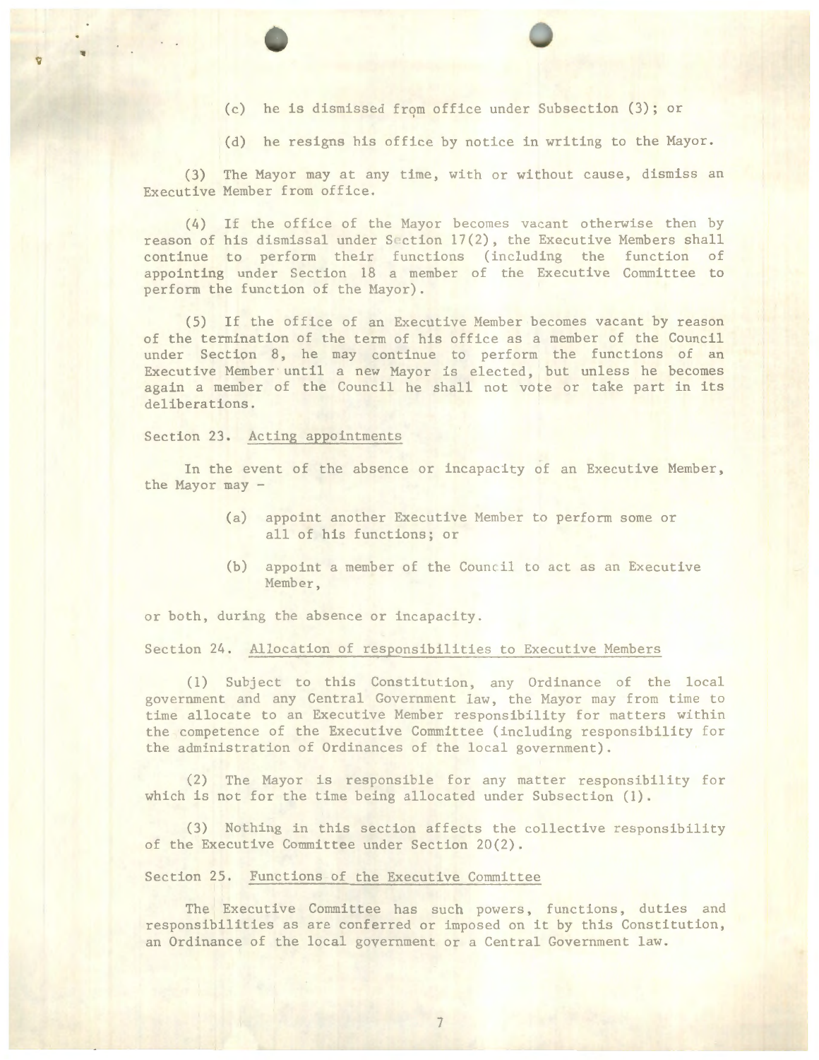(c) he is dismissed from office under Subsection (3); or

(d) he resigns his office by notice in writing to the Mayor.

(3) The Mayor may at any time, with or without cause, dismiss an Executive Member from office.

(4) If the office of the Mayor becomes vacant otherwise then by reason of his dismissal under Section 17(2), the Executive Members shall continue to perform their functions (including the function of appointing under Section 18 a member of the Executive Committee to perform the function of the Mayor).

(5) If the office of an Executive Member becomes vacant by reason of the termination of the term of his office as a member of the Council under Section 8, he may continue to perform the functions of an Executive Member until a new Mayor is elected, but unless he becomes again a member of the Council he shall not vote or take part in its deliberations.

Section 23. Acting appointments

In the event of the absence or incapacity of an Executive Member, the Mayor may -

(a) appoint another Executive Member to perform some or all of his functions; or

(b) appoint a member of the Council to act as an Executive Member,

or both, during the absence or incapacity.

Section 24. Allocation of responsibilities to Executive Members

(1) Subject to this Constitution, any Ordinance of the local government and any Central Government law, the Mayor may from time to time allocate to an Executive Member responsibility for matters within the competence of the Executive Committee (including responsibility for the administration of Ordinances of the local government).

(2) The Mayor is responsible for any matter responsibility for which is not for the time being allocated under Subsection (1).

(3) Nothing in this section affects the collective responsibility of the Executive Committee under Section 20(2).

Section 25. Functions of the Executive Committee

The Executive Committee has such powers, functions, duties and responsibilities as are conferred or imposed on it by this Constitution, an Ordinance of the local government or a Central Government law.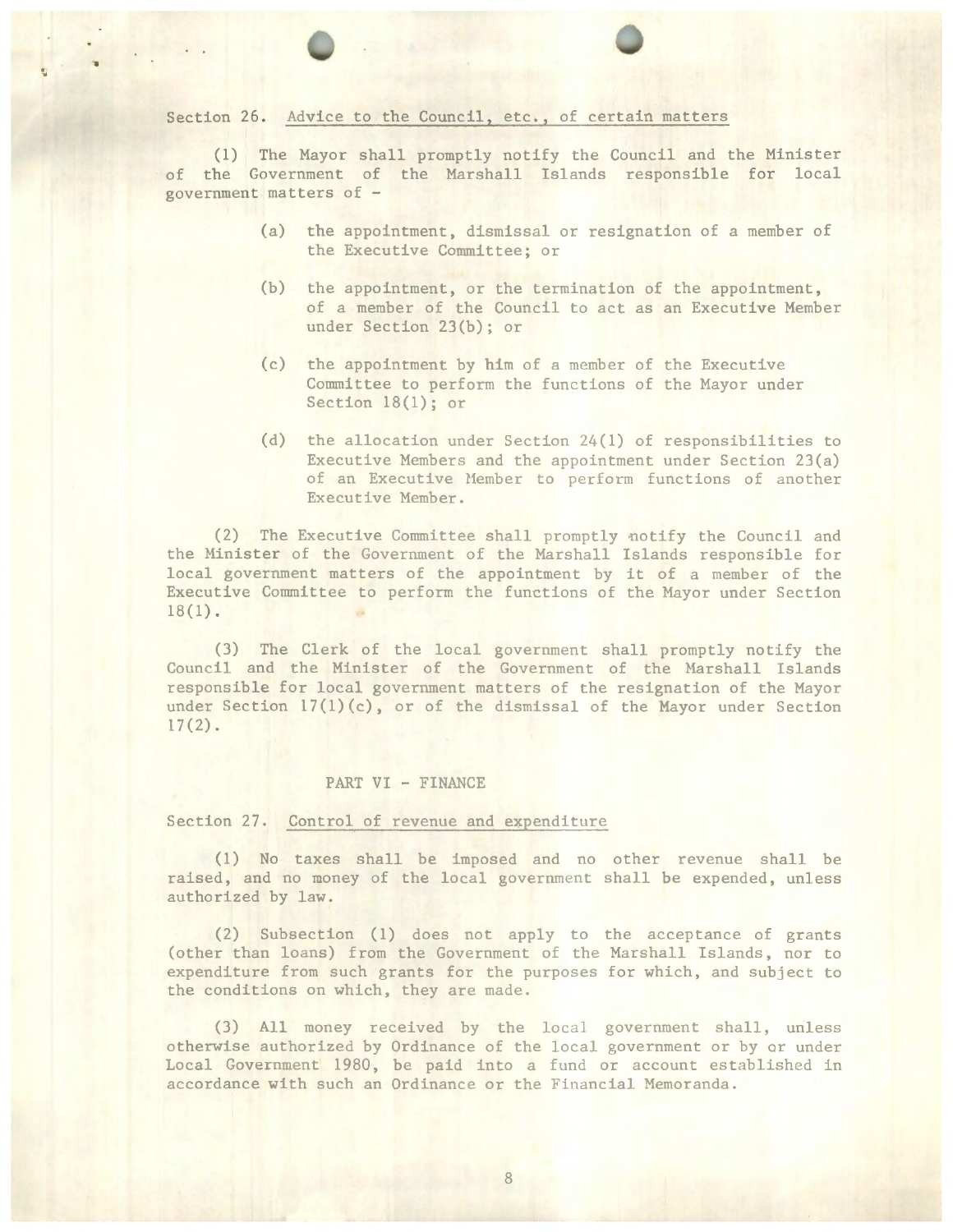Section 26. Advice to the Council, etc., of certain matters

(1) The Mayor shall promptly notify the Council and the Minister of the Government of the Marshall Islands responsible for local government matters of -

- (a) the appointment, dismissal or resignation of a member of the Executive Committee; or
- (b) the appointment, or the termination of the appointment, of a member of the Council to act as an Executive Member under Section 23(b); or
- (c) the appointment by him of a member of the Executive Committee to perform the functions of the Mayor under Section 18(1); or
- (d) the allocation under Section 24(1) of responsibilities to Executive Members and the appointment under Section 23(a) of an Executive Member to perform functions of another Executive Member.

(2) The Executive Committee shall promptly notify the Council and the Minister of the Government of the Marshall Islands responsible for local government matters of the appointment by it of a member of the Executive Committee to perform the functions of the Mayor under Section 18(1).

(3) The Clerk of the local government shall promptly notify the Council and the Minister of the Government of the Marshall Islands responsible for local government matters of the resignation of the Mayor under Section 17(1)(c), or of the dismissal of the Mayor under Section 17(2).

## PART VI - FINANCE

Section 27. Control of revenue and expenditure

(1) No taxes shall be imposed and no other revenue shall be raised, and no money of the local government shall be expended, unless authorized by law.

(2) Subsection (1) does not apply to the acceptance of grants (other than loans) from the Government of the Marshall Islands, nor to expenditure from such grants for the purposes for which, and subject to the conditions on which, they are made.

(3) All money received by the local government shall, unless otherwise authorized by Ordinance of the local government or by or under Local Government 1980, be paid into a fund or account established in accordance with such an Ordinance or the Financial Memoranda.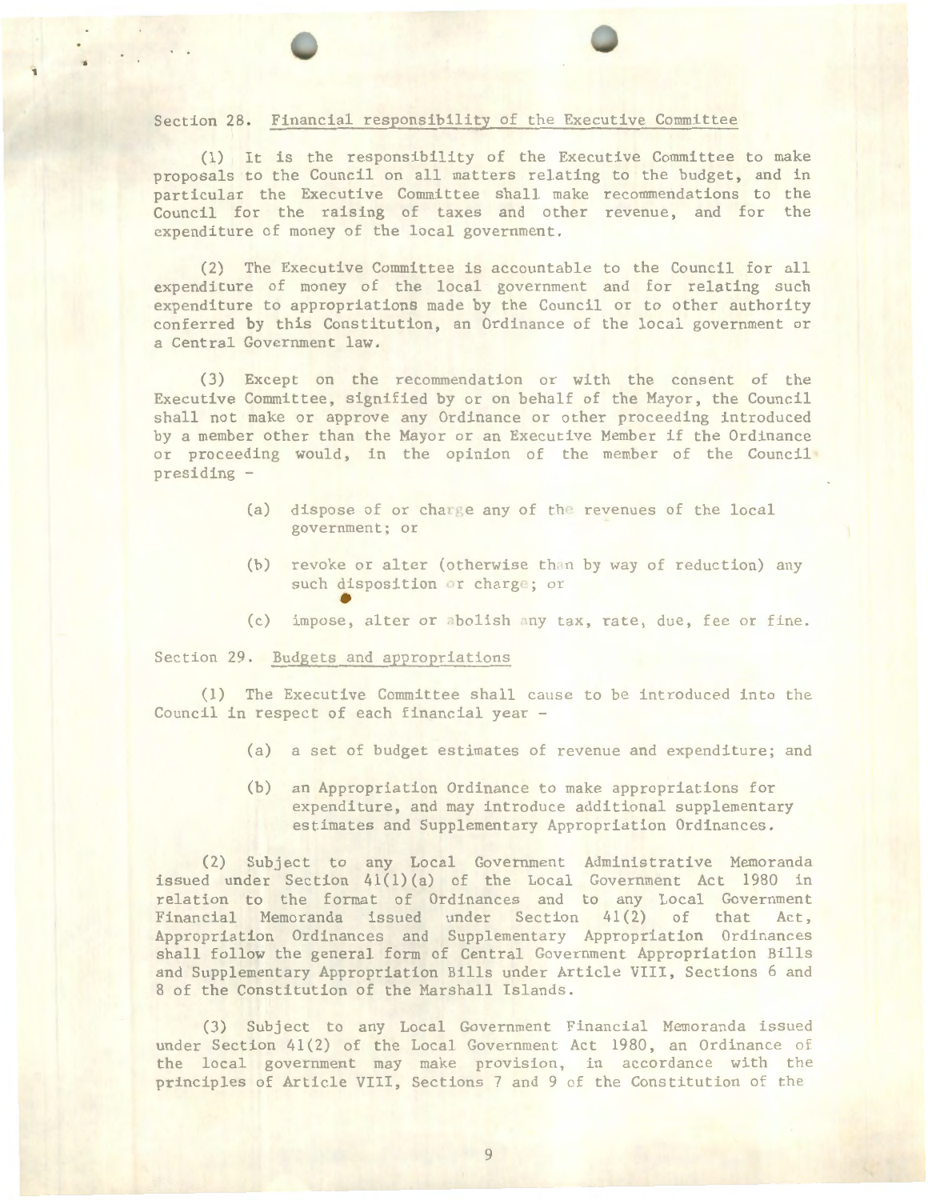Section 28. Financial responsibility of the Executive Committee

(1) It is the responsibility of the Executive Committee to make proposals to the Council on all matters relating to the budget, and in particular the Executive Committee shall make recommendations to the Council for the raising of taxes and other revenue, and for the expenditure of money of the local government.

(2) The Executive Committee is accountable to the Council for all expenditure of money of the local government and for relating such expenditure to appropriations made by the Council or to other authority conferred by this Constitution, an Ordinance of the local government or a Central Government law.

(3) Except on the recommendation or with the consent of the Executive Committee, signified by or on behalf of the Mayor, the Council shall not make or approve any Ordinance or other proceeding introduced by a member other than the Mayor or an Executive Member if the Ordinance or proceeding would, in the opinion of the member of the Council presiding -

> (a) dispose of or charge any of the revenues of the local government; or
>
> (b) revoke or alter (otherwise than by way of reduction) any such disposition or charge; or
>
> (c) impose, alter or abolish any tax, rate, due, fee or fine.

Section 29. Budgets and appropriations

(1) The Executive Committee shall cause to be introduced into the Council in respect of each financial year -

> (a) a set of budget estimates of revenue and expenditure; and
>
> (b) an Appropriation Ordinance to make appropriations for expenditure, and may introduce additional supplementary estimates and Supplementary Appropriation Ordinances.

(2) Subject to any Local Government Administrative Memoranda issued under Section 41(1)(a) of the Local Government Act 1980 in relation to the format of Ordinances and to any Local Government Financial Memoranda issued under Section 41(2) of that Act, Appropriation Ordinances and Supplementary Appropriation Ordinances shall follow the general form of Central Government Appropriation Bills and Supplementary Appropriation Bills under Article VIII, Sections 6 and 8 of the Constitution of the Marshall Islands.

(3) Subject to any Local Government Financial Memoranda issued under Section 41(2) of the Local Government Act 1980, an Ordinance of the local government may make provision, in accordance with the principles of Article VIII, Sections 7 and 9 of the Constitution of the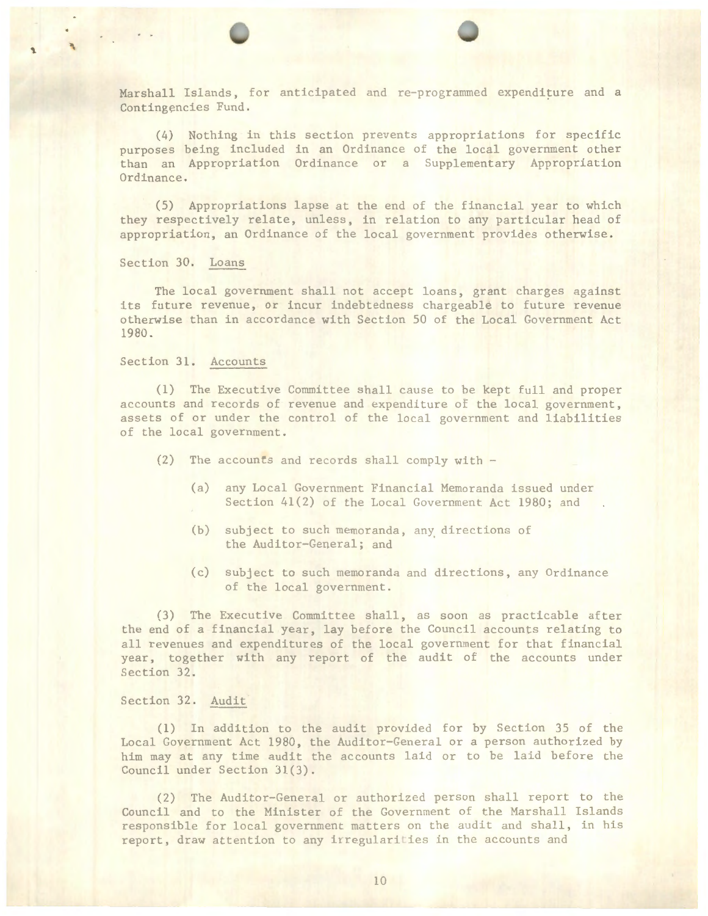Marshall Islands, for anticipated and re-programmed expenditure and a Contingencies Fund.

(4) Nothing in this section prevents appropriations for specific purposes being included in an Ordinance of the local government other than an Appropriation Ordinance or a Supplementary Appropriation Ordinance.

(5) Appropriations lapse at the end of the financial year to which they respectively relate, unless, in relation to any particular head of appropriation, an Ordinance of the local government provides otherwise.

Section 30. Loans

The local government shall not accept loans, grant charges against its future revenue, or incur indebtedness chargeable to future revenue otherwise than in accordance with Section 50 of the Local Government Act 1980.

Section 31. Accounts

(1) The Executive Committee shall cause to be kept full and proper accounts and records of revenue and expenditure of the local government, assets of or under the control of the local government and liabilities of the local government.

(2) The accounts and records shall comply with -

(a) any Local Government Financial Memoranda issued under Section 41(2) of the Local Government Act 1980; and

(b) subject to such memoranda, any directions of the Auditor-General; and

(c) subject to such memoranda and directions, any Ordinance of the local government.

(3) The Executive Committee shall, as soon as practicable after the end of a financial year, lay before the Council accounts relating to all revenues and expenditures of the local government for that financial year, together with any report of the audit of the accounts under Section 32.

Section 32. Audit

(1) In addition to the audit provided for by Section 35 of the Local Government Act 1980, the Auditor-General or a person authorized by him may at any time audit the accounts laid or to be laid before the Council under Section 31(3).

(2) The Auditor-General or authorized person shall report to the Council and to the Minister of the Government of the Marshall Islands responsible for local government matters on the audit and shall, in his report, draw attention to any irregularities in the accounts and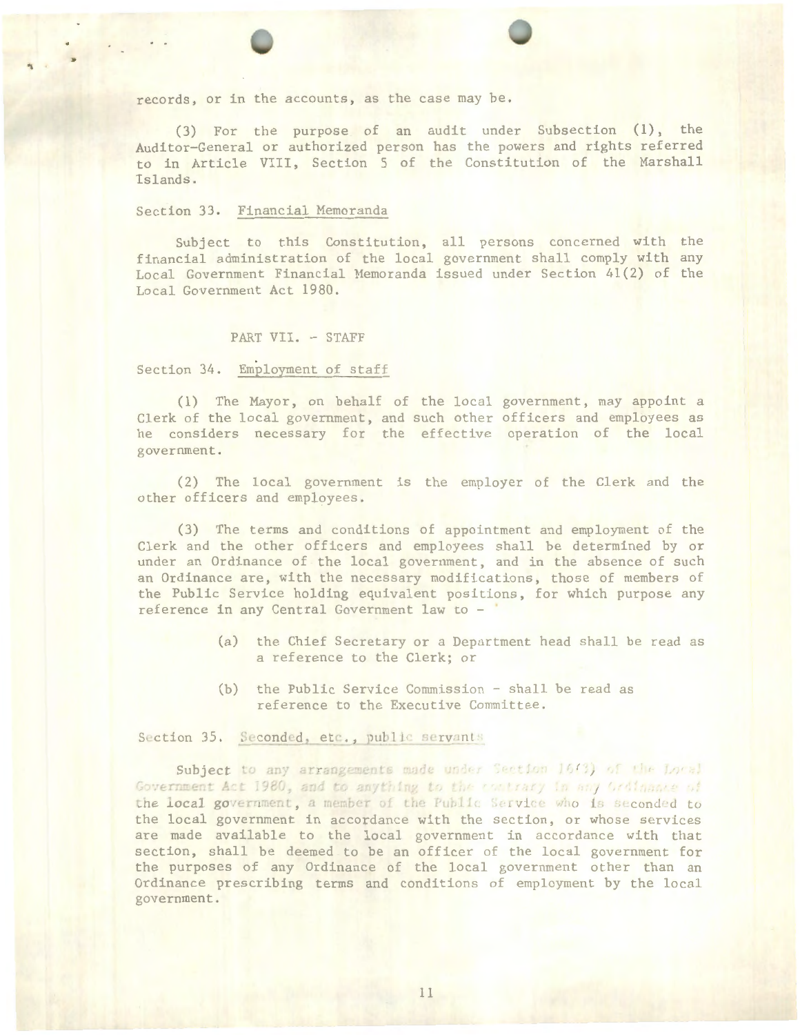records, or in the accounts, as the case may be.

(3) For the purpose of an audit under Subsection (1), the Auditor-General or authorized person has the powers and rights referred to in Article VIII, Section 5 of the Constitution of the Marshall Islands.

Section 33. Financial Memoranda

Subject to this Constitution, all persons concerned with the financial administration of the local government shall comply with any Local Government Financial Memoranda issued under Section 41(2) of the Local Government Act 1980.

## PART VII. - STAFF

Section 34. Employment of staff

(1) The Mayor, on behalf of the local government, may appoint a Clerk of the local government, and such other officers and employees as he considers necessary for the effective operation of the local government.

(2) The local government is the employer of the Clerk and the other officers and employees.

(3) The terms and conditions of appointment and employment of the Clerk and the other officers and employees shall be determined by or under an Ordinance of the local government, and in the absence of such an Ordinance are, with the necessary modifications, those of members of the Public Service holding equivalent positions, for which purpose any reference in any Central Government law to -

> (a) the Chief Secretary or a Department head shall be read as a reference to the Clerk; or
>
> (b) the Public Service Commission - shall be read as reference to the Executive Committee.

Section 35. Seconded, etc., public servants

Subject to any arrangements made under Section 16(3) of the Local Government Act 1980, and to anything to the contrary in any Ordinance of the local government, a member of the Public Service who is seconded to the local government in accordance with the section, or whose services are made available to the local government in accordance with that section, shall be deemed to be an officer of the local government for the purposes of any Ordinance of the local government other than an Ordinance prescribing terms and conditions of employment by the local government.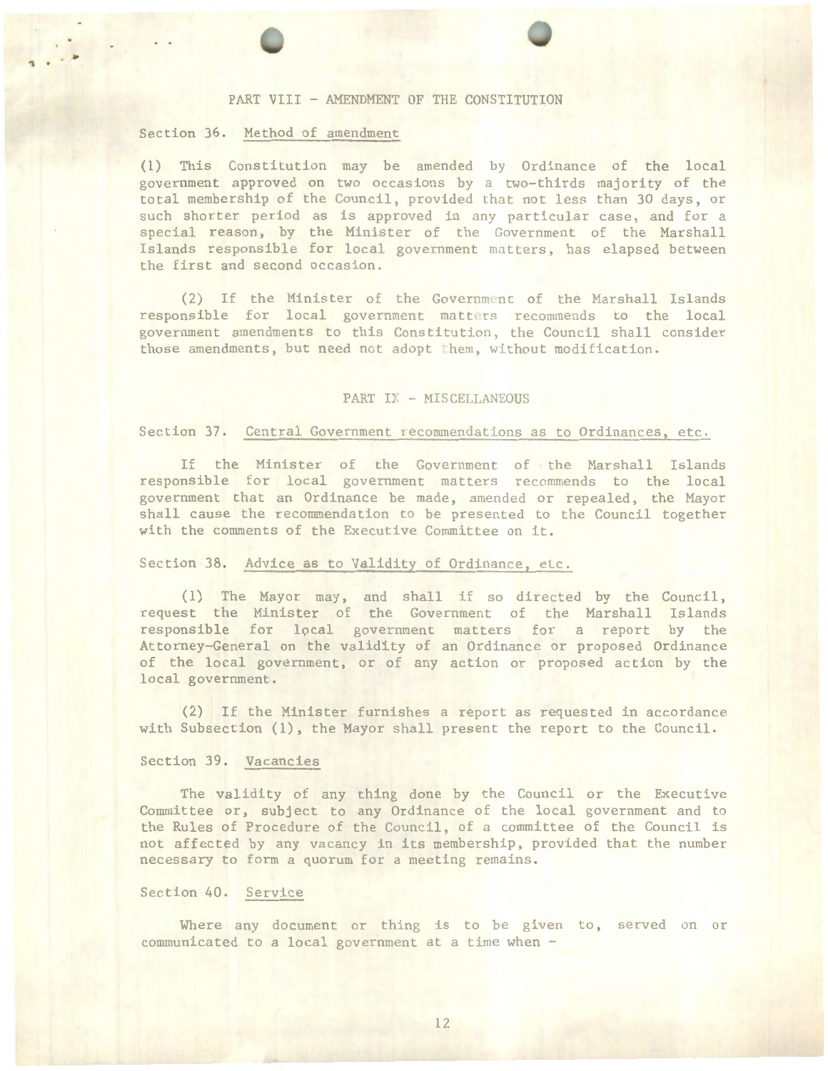## PART VIII - AMENDMENT OF THE CONSTITUTION

Section 36. Method of amendment

(1) This Constitution may be amended by Ordinance of the local government approved on two occasions by a two-thirds majority of the total membership of the Council, provided that not less than 30 days, or such shorter period as is approved in any particular case, and for a special reason, by the Minister of the Government of the Marshall Islands responsible for local government matters, has elapsed between the first and second occasion.

(2) If the Minister of the Government of the Marshall Islands responsible for local government matters recommends to the local government amendments to this Constitution, the Council shall consider those amendments, but need not adopt them, without modification.

## PART IX - MISCELLANEOUS

Section 37. Central Government recommendations as to Ordinances, etc.

If the Minister of the Government of the Marshall Islands responsible for local government matters recommends to the local government that an Ordinance be made, amended or repealed, the Mayor shall cause the recommendation to be presented to the Council together with the comments of the Executive Committee on it.

Section 38. Advice as to Validity of Ordinance, etc.

(1) The Mayor may, and shall if so directed by the Council, request the Minister of the Government of the Marshall Islands responsible for local government matters for a report by the Attorney-General on the validity of an Ordinance or proposed Ordinance of the local government, or of any action or proposed action by the local government.

(2) If the Minister furnishes a report as requested in accordance with Subsection (1), the Mayor shall present the report to the Council.

Section 39. Vacancies

The validity of any thing done by the Council or the Executive Committee or, subject to any Ordinance of the local government and to the Rules of Procedure of the Council, of a committee of the Council is not affected by any vacancy in its membership, provided that the number necessary to form a quorum for a meeting remains.

Section 40. Service

Where any document or thing is to be given to, served on or communicated to a local government at a time when -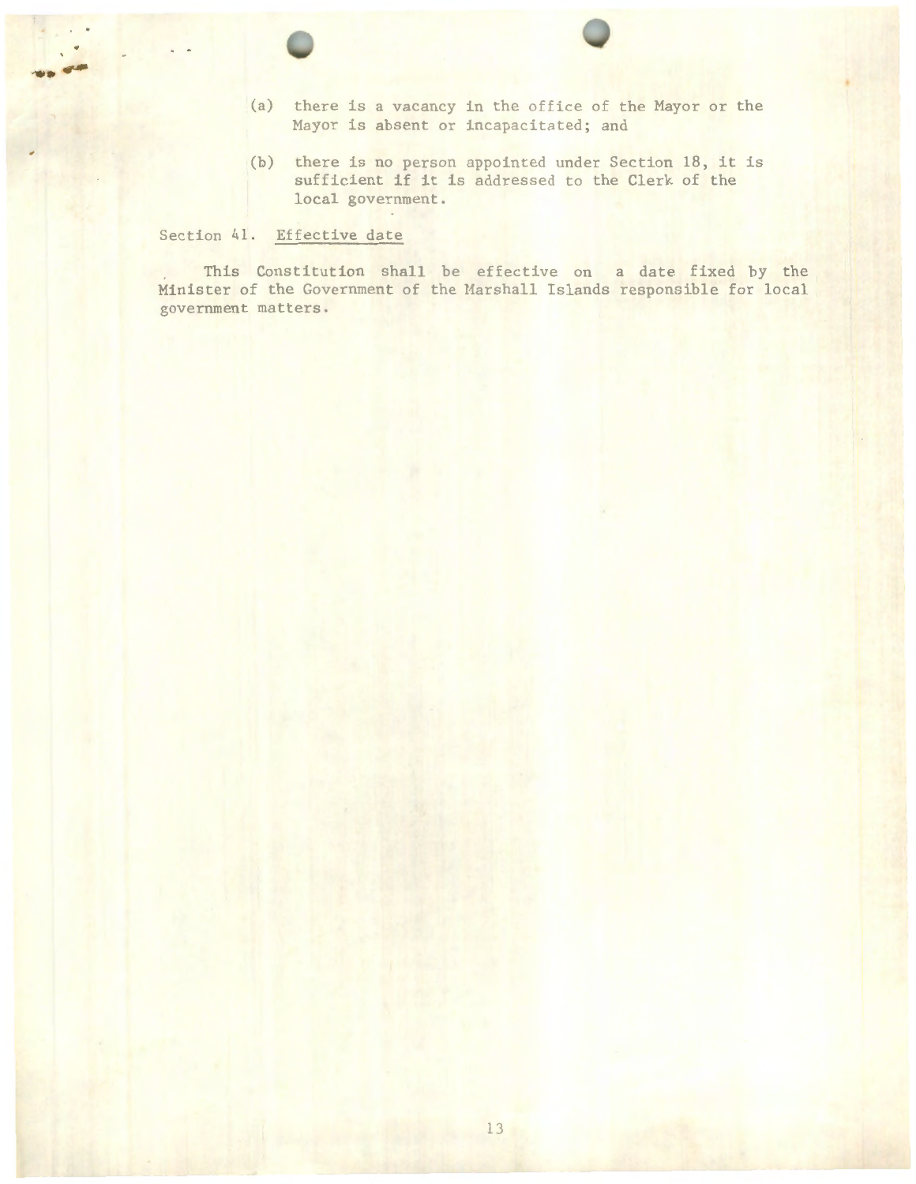(a) there is a vacancy in the office of the Mayor or the Mayor is absent or incapacitated; and

(b) there is no person appointed under Section 18, it is sufficient if it is addressed to the Clerk of the local government.

Section 41. Effective date

This Constitution shall be effective on a date fixed by the Minister of the Government of the Marshall Islands responsible for local government matters.